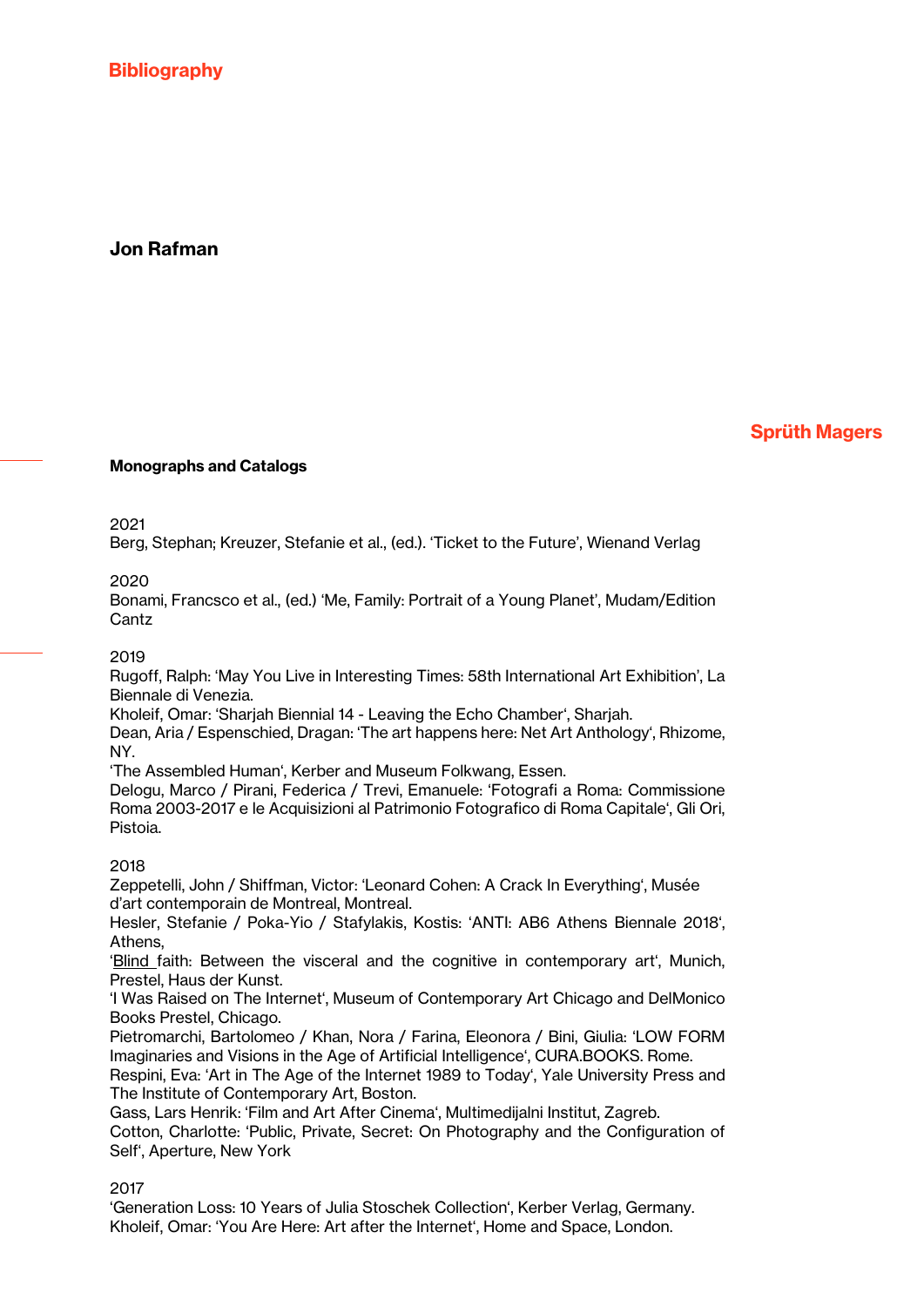# Bibliography

## Jon Rafman

Sprüth Magers

### Monographs and Catalogs

2021
Berg, Stephan; Kreuzer, Stefanie et al., (ed.). 'Ticket to the Future', Wienand Verlag

2020
Bonami, Francsco et al., (ed.) 'Me, Family: Portrait of a Young Planet', Mudam/Edition Cantz

2019
Rugoff, Ralph: 'May You Live in Interesting Times: 58th International Art Exhibition', La Biennale di Venezia.
Kholeif, Omar: 'Sharjah Biennial 14 - Leaving the Echo Chamber', Sharjah.
Dean, Aria / Espenschied, Dragan: 'The art happens here: Net Art Anthology', Rhizome, NY.
'The Assembled Human', Kerber and Museum Folkwang, Essen.
Delogu, Marco / Pirani, Federica / Trevi, Emanuele: 'Fotografi a Roma: Commissione Roma 2003-2017 e le Acquisizioni al Patrimonio Fotografico di Roma Capitale', Gli Ori, Pistoia.

2018
Zeppetelli, John / Shiffman, Victor: 'Leonard Cohen: A Crack In Everything', Musée d'art contemporain de Montreal, Montreal.
Hesler, Stefanie / Poka-Yio / Stafylakis, Kostis: 'ANTI: AB6 Athens Biennale 2018', Athens,
'Blind faith: Between the visceral and the cognitive in contemporary art', Munich, Prestel, Haus der Kunst.
'I Was Raised on The Internet', Museum of Contemporary Art Chicago and DelMonico Books Prestel, Chicago.
Pietromarchi, Bartolomeo / Khan, Nora / Farina, Eleonora / Bini, Giulia: 'LOW FORM Imaginaries and Visions in the Age of Artificial Intelligence', CURA.BOOKS. Rome.
Respini, Eva: 'Art in The Age of the Internet 1989 to Today', Yale University Press and The Institute of Contemporary Art, Boston.
Gass, Lars Henrik: 'Film and Art After Cinema', Multimedijalni Institut, Zagreb.
Cotton, Charlotte: 'Public, Private, Secret: On Photography and the Configuration of Self', Aperture, New York

2017
'Generation Loss: 10 Years of Julia Stoschek Collection', Kerber Verlag, Germany.
Kholeif, Omar: 'You Are Here: Art after the Internet', Home and Space, London.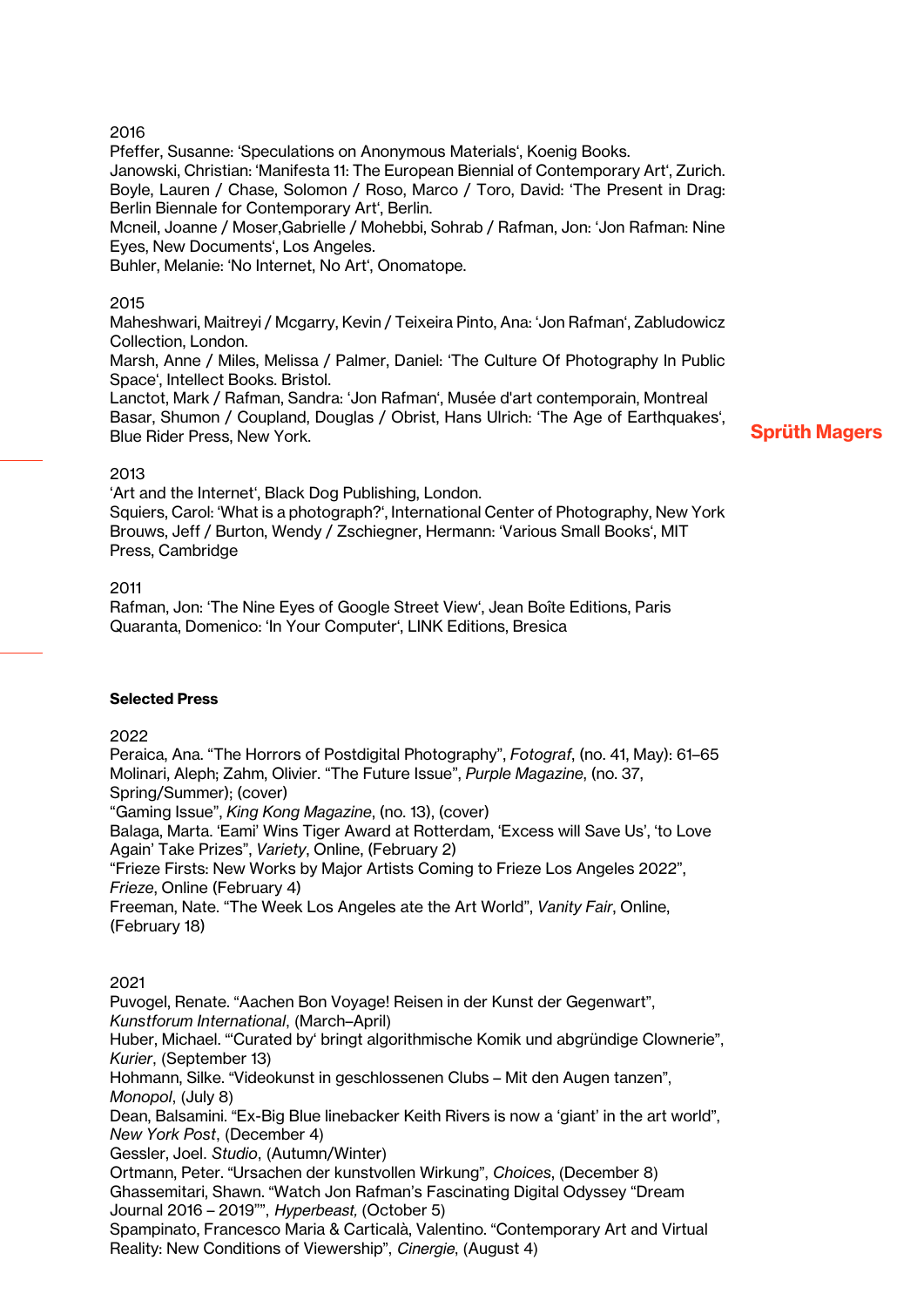2016

Pfeffer, Susanne: 'Speculations on Anonymous Materials', Koenig Books.
Janowski, Christian: 'Manifesta 11: The European Biennial of Contemporary Art', Zurich.
Boyle, Lauren / Chase, Solomon / Roso, Marco / Toro, David: 'The Present in Drag: Berlin Biennale for Contemporary Art', Berlin.
Mcneil, Joanne / Moser,Gabrielle / Mohebbi, Sohrab / Rafman, Jon: 'Jon Rafman: Nine Eyes, New Documents', Los Angeles.
Buhler, Melanie: 'No Internet, No Art', Onomatope.

2015

Maheshwari, Maitreyi / Mcgarry, Kevin / Teixeira Pinto, Ana: 'Jon Rafman', Zabludowicz Collection, London.
Marsh, Anne / Miles, Melissa / Palmer, Daniel: 'The Culture Of Photography In Public Space', Intellect Books. Bristol.
Lanctot, Mark / Rafman, Sandra: 'Jon Rafman', Musée d'art contemporain, Montreal
Basar, Shumon / Coupland, Douglas / Obrist, Hans Ulrich: 'The Age of Earthquakes', Blue Rider Press, New York.

2013

'Art and the Internet', Black Dog Publishing, London.
Squiers, Carol: 'What is a photograph?', International Center of Photography, New York
Brouws, Jeff / Burton, Wendy / Zschiegner, Hermann: 'Various Small Books', MIT Press, Cambridge

2011

Rafman, Jon: 'The Nine Eyes of Google Street View', Jean Boîte Editions, Paris
Quaranta, Domenico: 'In Your Computer', LINK Editions, Bresica

**Selected Press**

2022

Peraica, Ana. "The Horrors of Postdigital Photography", *Fotograf*, (no. 41, May): 61–65
Molinari, Aleph; Zahm, Olivier. "The Future Issue", *Purple Magazine*, (no. 37, Spring/Summer); (cover)
"Gaming Issue", *King Kong Magazine*, (no. 13), (cover)
Balaga, Marta. 'Eami' Wins Tiger Award at Rotterdam, 'Excess will Save Us', 'to Love Again' Take Prizes", *Variety*, Online, (February 2)
"Frieze Firsts: New Works by Major Artists Coming to Frieze Los Angeles 2022", *Frieze*, Online (February 4)
Freeman, Nate. "The Week Los Angeles ate the Art World", *Vanity Fair*, Online, (February 18)

2021

Puvogel, Renate. "Aachen Bon Voyage! Reisen in der Kunst der Gegenwart", *Kunstforum International*, (March–April)
Huber, Michael. "'Curated by' bringt algorithmische Komik und abgründige Clownerie", *Kurier*, (September 13)
Hohmann, Silke. "Videokunst in geschlossenen Clubs – Mit den Augen tanzen", *Monopol*, (July 8)
Dean, Balsamini. "Ex-Big Blue linebacker Keith Rivers is now a 'giant' in the art world", *New York Post*, (December 4)
Gessler, Joel. *Studio*, (Autumn/Winter)
Ortmann, Peter. "Ursachen der kunstvollen Wirkung", *Choices*, (December 8)
Ghassemitari, Shawn. "Watch Jon Rafman's Fascinating Digital Odyssey "Dream Journal 2016 – 2019"", *Hyperbeast,* (October 5)
Spampinato, Francesco Maria & Carticalà, Valentino. "Contemporary Art and Virtual Reality: New Conditions of Viewership", *Cinergie*, (August 4)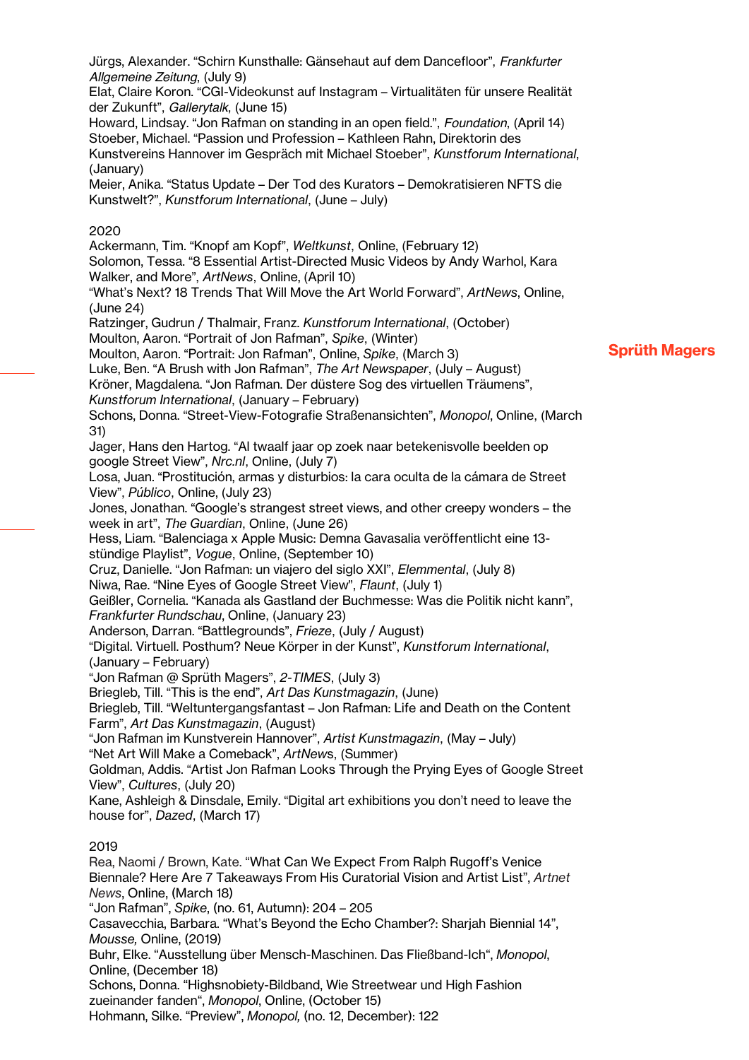Jürgs, Alexander. “Schirn Kunsthalle: Gänsehaut auf dem Dancefloor”, *Frankfurter Allgemeine Zeitung*, (July 9)
Elat, Claire Koron. “CGI-Videokunst auf Instagram – Virtualitäten für unsere Realität der Zukunft”, *Gallerytalk*, (June 15)
Howard, Lindsay. “Jon Rafman on standing in an open field.”, *Foundation*, (April 14)
Stoeber, Michael. “Passion und Profession – Kathleen Rahn, Direktorin des Kunstvereins Hannover im Gespräch mit Michael Stoeber”, *Kunstforum International*, (January)
Meier, Anika. “Status Update – Der Tod des Kurators – Demokratisieren NFTS die Kunstwelt?”, *Kunstforum International*, (June – July)

2020
Ackermann, Tim. “Knopf am Kopf”, *Weltkunst*, Online, (February 12)
Solomon, Tessa. “8 Essential Artist-Directed Music Videos by Andy Warhol, Kara Walker, and More”, *ArtNews*, Online, (April 10)
“What’s Next? 18 Trends That Will Move the Art World Forward”, *ArtNews*, Online, (June 24)
Ratzinger, Gudrun / Thalmair, Franz. *Kunstforum International*, (October)
Moulton, Aaron. “Portrait of Jon Rafman”, *Spike*, (Winter)
Moulton, Aaron. “Portrait: Jon Rafman”, Online, *Spike*, (March 3)
Luke, Ben. “A Brush with Jon Rafman”, *The Art Newspaper*, (July – August)
Kröner, Magdalena. “Jon Rafman. Der düstere Sog des virtuellen Träumens”, *Kunstforum International*, (January – February)
Schons, Donna. “Street-View-Fotografie Straßenansichten”, *Monopol*, Online, (March 31)
Jager, Hans den Hartog. “Al twaalf jaar op zoek naar betekenisvolle beelden op google Street View”, *Nrc.nl*, Online, (July 7)
Losa, Juan. “Prostitución, armas y disturbios: la cara oculta de la cámara de Street View”, *Público*, Online, (July 23)
Jones, Jonathan. “Google’s strangest street views, and other creepy wonders – the week in art”, *The Guardian*, Online, (June 26)
Hess, Liam. “Balenciaga x Apple Music: Demna Gavasalia veröffentlicht eine 13-stündige Playlist”, *Vogue*, Online, (September 10)
Cruz, Danielle. “Jon Rafman: un viajero del siglo XXI”, *Elemmental*, (July 8)
Niwa, Rae. “Nine Eyes of Google Street View”, *Flaunt*, (July 1)
Geißler, Cornelia. “Kanada als Gastland der Buchmesse: Was die Politik nicht kann”, *Frankfurter Rundschau*, Online, (January 23)
Anderson, Darran. “Battlegrounds”, *Frieze*, (July / August)
“Digital. Virtuell. Posthum? Neue Körper in der Kunst”, *Kunstforum International*, (January – February)
“Jon Rafman @ Sprüth Magers”, *2-TIMES*, (July 3)
Briegleb, Till. “This is the end”, *Art Das Kunstmagazin*, (June)
Briegleb, Till. “Weltuntergangsfantast – Jon Rafman: Life and Death on the Content Farm”, *Art Das Kunstmagazin*, (August)
“Jon Rafman im Kunstverein Hannover”, *Artist Kunstmagazin*, (May – July)
“Net Art Will Make a Comeback”, *ArtNews*, (Summer)
Goldman, Addis. “Artist Jon Rafman Looks Through the Prying Eyes of Google Street View”, *Cultures*, (July 20)
Kane, Ashleigh & Dinsdale, Emily. “Digital art exhibitions you don’t need to leave the house for”, *Dazed*, (March 17)

2019
Rea, Naomi / Brown, Kate. “What Can We Expect From Ralph Rugoff’s Venice Biennale? Here Are 7 Takeaways From His Curatorial Vision and Artist List”, *Artnet News*, Online, (March 18)
“Jon Rafman”, *Spike*, (no. 61, Autumn): 204 – 205
Casavecchia, Barbara. “What’s Beyond the Echo Chamber?: Sharjah Biennial 14”, *Mousse,* Online, (2019)
Buhr, Elke. “Ausstellung über Mensch-Maschinen. Das Fließband-Ich“, *Monopol*, Online, (December 18)
Schons, Donna. “Highsnobiety-Bildband, Wie Streetwear und High Fashion zueinander fanden“, *Monopol*, Online, (October 15)
Hohmann, Silke. “Preview”, *Monopol,* (no. 12, December): 122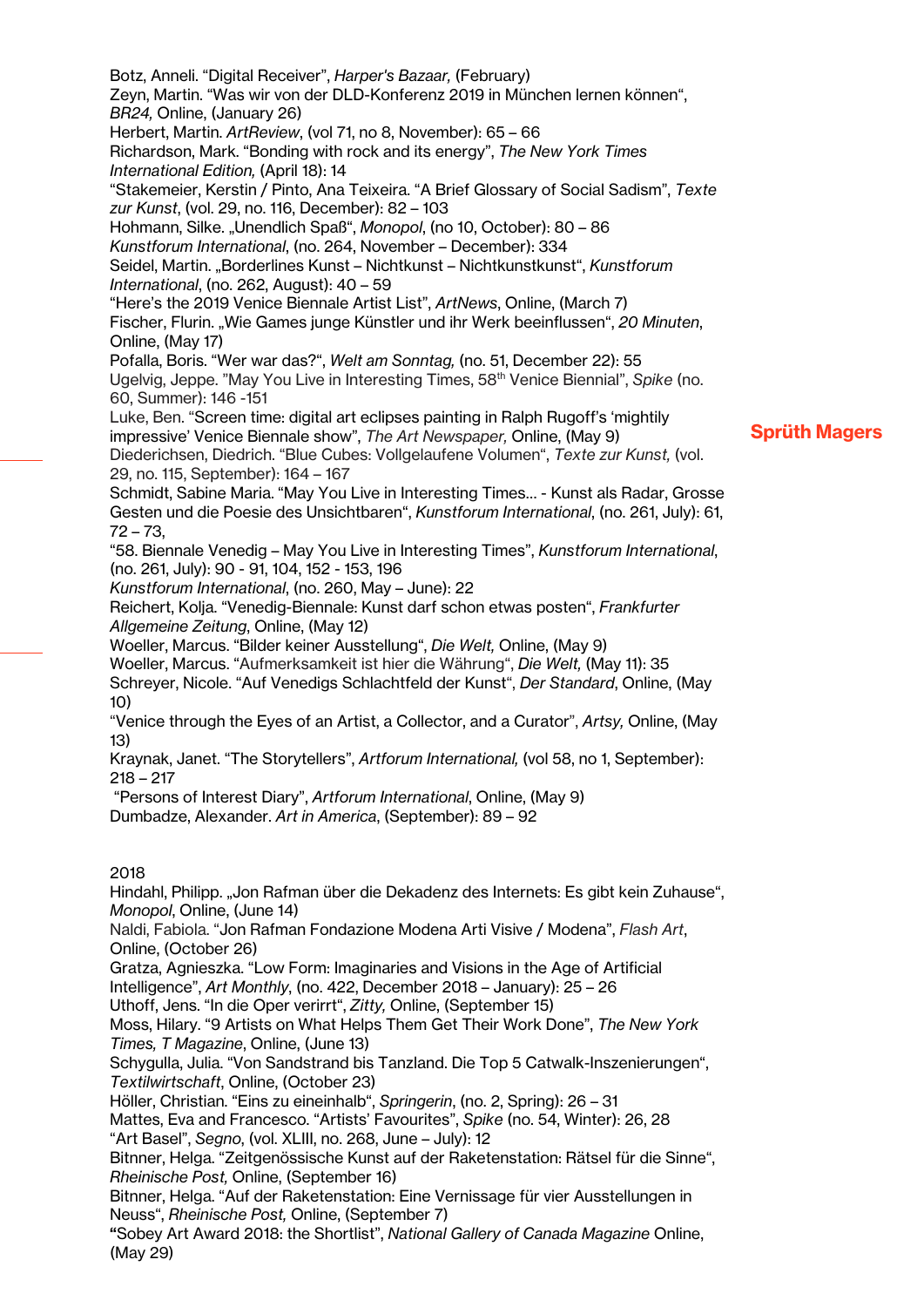Botz, Anneli. “Digital Receiver”, *Harper's Bazaar,* (February)
Zeyn, Martin. “Was wir von der DLD-Konferenz 2019 in München lernen können“, *BR24,* Online, (January 26)
Herbert, Martin. *ArtReview*, (vol 71, no 8, November): 65 – 66
Richardson, Mark. “Bonding with rock and its energy”, *The New York Times International Edition,* (April 18): 14
“Stakemeier, Kerstin / Pinto, Ana Teixeira. “A Brief Glossary of Social Sadism”, *Texte zur Kunst*, (vol. 29, no. 116, December): 82 – 103
Hohmann, Silke. „Unendlich Spaß“, *Monopol*, (no 10, October): 80 – 86
*Kunstforum International*, (no. 264, November – December): 334
Seidel, Martin. „Borderlines Kunst – Nichtkunst – Nichtkunstkunst“, *Kunstforum International*, (no. 262, August): 40 – 59
“Here's the 2019 Venice Biennale Artist List”, *ArtNews*, Online, (March 7)
Fischer, Flurin. „Wie Games junge Künstler und ihr Werk beeinflussen“, *20 Minuten*, Online, (May 17)
Pofalla, Boris. “Wer war das?“, *Welt am Sonntag,* (no. 51, December 22): 55
Ugelvig, Jeppe. ”May You Live in Interesting Times, 58th Venice Biennial”, *Spike* (no. 60, Summer): 146 -151
Luke, Ben. “Screen time: digital art eclipses painting in Ralph Rugoff's ‘mightily impressive' Venice Biennale show”, *The Art Newspaper,* Online, (May 9)
Diederichsen, Diedrich. “Blue Cubes: Vollgelaufene Volumen“, *Texte zur Kunst,* (vol. 29, no. 115, September): 164 – 167
Schmidt, Sabine Maria. “May You Live in Interesting Times... - Kunst als Radar, Grosse Gesten und die Poesie des Unsichtbaren“, *Kunstforum International*, (no. 261, July): 61, 72 – 73,
“58. Biennale Venedig – May You Live in Interesting Times”, *Kunstforum International*, (no. 261, July): 90 - 91, 104, 152 - 153, 196
*Kunstforum International*, (no. 260, May – June): 22
Reichert, Kolja. “Venedig-Biennale: Kunst darf schon etwas posten“, *Frankfurter Allgemeine Zeitung*, Online, (May 12)
Woeller, Marcus. “Bilder keiner Ausstellung“, *Die Welt,* Online, (May 9)
Woeller, Marcus. “Aufmerksamkeit ist hier die Währung“, *Die Welt,* (May 11): 35
Schreyer, Nicole. “Auf Venedigs Schlachtfeld der Kunst“, *Der Standard*, Online, (May 10)
“Venice through the Eyes of an Artist, a Collector, and a Curator”, *Artsy,* Online, (May 13)
Kraynak, Janet. “The Storytellers”, *Artforum International,* (vol 58, no 1, September): 218 – 217
“Persons of Interest Diary”, *Artforum International*, Online, (May 9)
Dumbadze, Alexander. *Art in America*, (September): 89 – 92

2018

Hindahl, Philipp. „Jon Rafman über die Dekadenz des Internets: Es gibt kein Zuhause“, *Monopol*, Online, (June 14)
Naldi, Fabiola. “Jon Rafman Fondazione Modena Arti Visive / Modena”, *Flash Art*, Online, (October 26)
Gratza, Agnieszka. “Low Form: Imaginaries and Visions in the Age of Artificial Intelligence”, *Art Monthly*, (no. 422, December 2018 – January): 25 – 26
Uthoff, Jens. “In die Oper verirrt“, *Zitty,* Online, (September 15)
Moss, Hilary. “9 Artists on What Helps Them Get Their Work Done”, *The New York Times, T Magazine*, Online, (June 13)
Schygulla, Julia. “Von Sandstrand bis Tanzland. Die Top 5 Catwalk-Inszenierungen“, *Textilwirtschaft*, Online, (October 23)
Höller, Christian. “Eins zu eineinhalb“, *Springerin*, (no. 2, Spring): 26 – 31
Mattes, Eva and Francesco. “Artists' Favourites”, *Spike* (no. 54, Winter): 26, 28
“Art Basel”, *Segno*, (vol. XLIII, no. 268, June – July): 12
Bitnner, Helga. “Zeitgenössische Kunst auf der Raketenstation: Rätsel für die Sinne“, *Rheinische Post,* Online, (September 16)
Bitnner, Helga. “Auf der Raketenstation: Eine Vernissage für vier Ausstellungen in Neuss“, *Rheinische Post,* Online, (September 7)
**“**Sobey Art Award 2018: the Shortlist”, *National Gallery of Canada Magazine* Online, (May 29)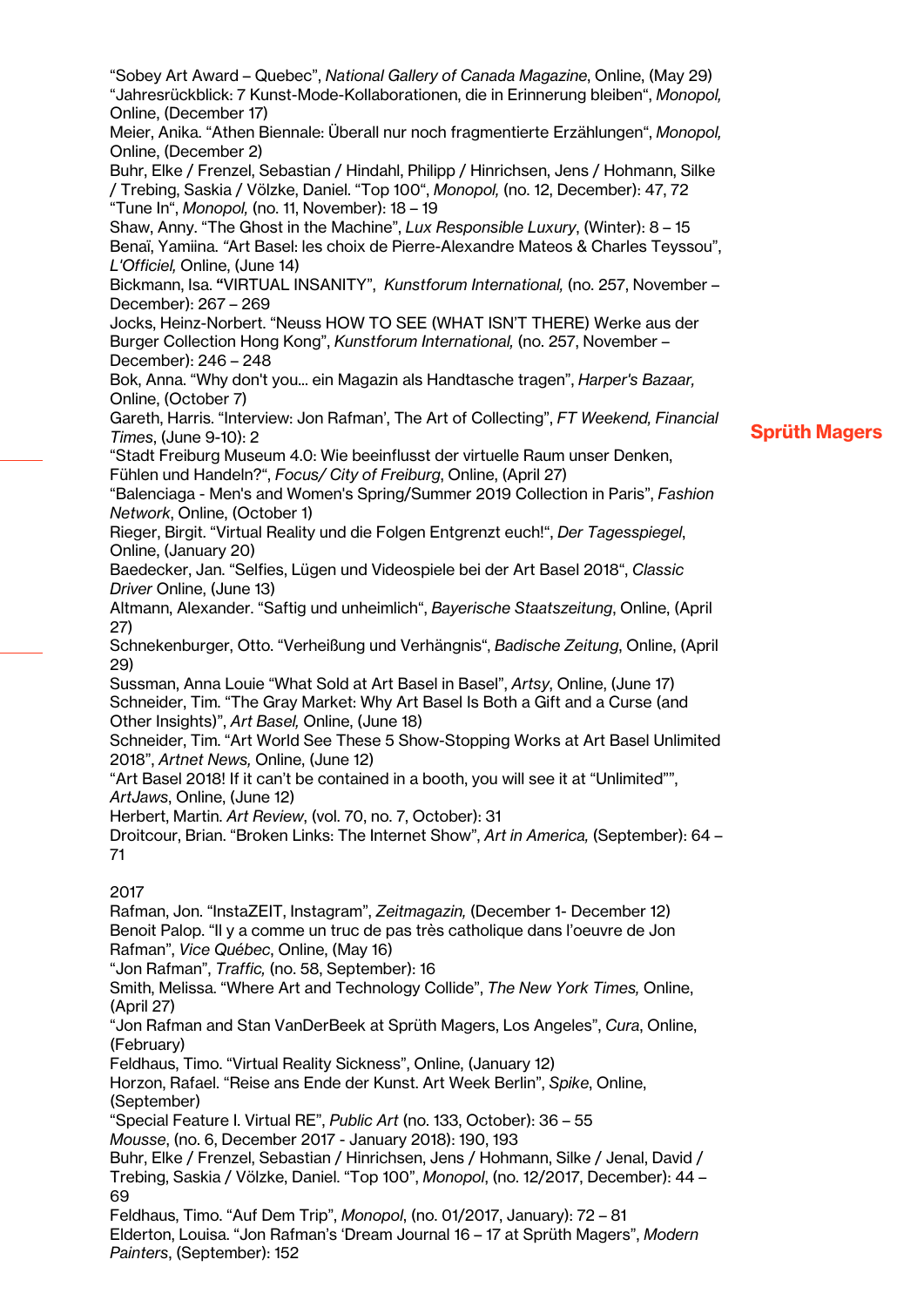"Sobey Art Award – Quebec", *National Gallery of Canada Magazine*, Online, (May 29)
"Jahresrückblick: 7 Kunst-Mode-Kollaborationen, die in Erinnerung bleiben", *Monopol,* Online, (December 17)
Meier, Anika. "Athen Biennale: Überall nur noch fragmentierte Erzählungen", *Monopol,* Online, (December 2)
Buhr, Elke / Frenzel, Sebastian / Hindahl, Philipp / Hinrichsen, Jens / Hohmann, Silke / Trebing, Saskia / Völzke, Daniel. "Top 100", *Monopol,* (no. 12, December): 47, 72
"Tune In", *Monopol,* (no. 11, November): 18 – 19
Shaw, Anny. "The Ghost in the Machine", *Lux Responsible Luxury*, (Winter): 8 – 15
Benaï, Yamiina. "Art Basel: les choix de Pierre-Alexandre Mateos & Charles Teyssou", *L'Officiel,* Online, (June 14)
Bickmann, Isa. **"**VIRTUAL INSANITY", *Kunstforum International,* (no. 257, November – December): 267 – 269
Jocks, Heinz-Norbert. "Neuss HOW TO SEE (WHAT ISN'T THERE) Werke aus der Burger Collection Hong Kong", *Kunstforum International,* (no. 257, November – December): 246 – 248
Bok, Anna. "Why don't you... ein Magazin als Handtasche tragen", *Harper's Bazaar,* Online, (October 7)
Gareth, Harris. "Interview: Jon Rafman', The Art of Collecting", *FT Weekend, Financial Times*, (June 9-10): 2
"Stadt Freiburg Museum 4.0: Wie beeinflusst der virtuelle Raum unser Denken, Fühlen und Handeln?", *Focus/ City of Freiburg*, Online, (April 27)
"Balenciaga - Men's and Women's Spring/Summer 2019 Collection in Paris", *Fashion Network*, Online, (October 1)
Rieger, Birgit. "Virtual Reality und die Folgen Entgrenzt euch!", *Der Tagesspiegel*, Online, (January 20)
Baedecker, Jan. "Selfies, Lügen und Videospiele bei der Art Basel 2018", *Classic Driver* Online, (June 13)
Altmann, Alexander. "Saftig und unheimlich", *Bayerische Staatszeitung*, Online, (April 27)
Schnekenburger, Otto. "Verheißung und Verhängnis", *Badische Zeitung*, Online, (April 29)
Sussman, Anna Louie "What Sold at Art Basel in Basel", *Artsy*, Online, (June 17)
Schneider, Tim. "The Gray Market: Why Art Basel Is Both a Gift and a Curse (and Other Insights)", *Art Basel,* Online, (June 18)
Schneider, Tim. "Art World See These 5 Show-Stopping Works at Art Basel Unlimited 2018", *Artnet News,* Online, (June 12)
"Art Basel 2018! If it can't be contained in a booth, you will see it at "Unlimited"", *ArtJaws*, Online, (June 12)
Herbert, Martin. *Art Review*, (vol. 70, no. 7, October): 31
Droitcour, Brian. "Broken Links: The Internet Show", *Art in America,* (September): 64 – 71

2017

Rafman, Jon. "InstaZEIT, Instagram", *Zeitmagazin,* (December 1- December 12)
Benoit Palop. "Il y a comme un truc de pas très catholique dans l'oeuvre de Jon Rafman", *Vice Québec*, Online, (May 16)
"Jon Rafman", *Traffic,* (no. 58, September): 16
Smith, Melissa. "Where Art and Technology Collide", *The New York Times,* Online, (April 27)
"Jon Rafman and Stan VanDerBeek at Sprüth Magers, Los Angeles", *Cura*, Online, (February)
Feldhaus, Timo. "Virtual Reality Sickness", Online, (January 12)
Horzon, Rafael. "Reise ans Ende der Kunst. Art Week Berlin", *Spike*, Online, (September)
"Special Feature I. Virtual RE", *Public Art* (no. 133, October): 36 – 55
*Mousse*, (no. 6, December 2017 - January 2018): 190, 193
Buhr, Elke / Frenzel, Sebastian / Hinrichsen, Jens / Hohmann, Silke / Jenal, David / Trebing, Saskia / Völzke, Daniel. "Top 100", *Monopol*, (no. 12/2017, December): 44 – 69
Feldhaus, Timo. "Auf Dem Trip", *Monopol*, (no. 01/2017, January): 72 – 81
Elderton, Louisa. "Jon Rafman's 'Dream Journal 16 – 17 at Sprüth Magers", *Modern Painters*, (September): 152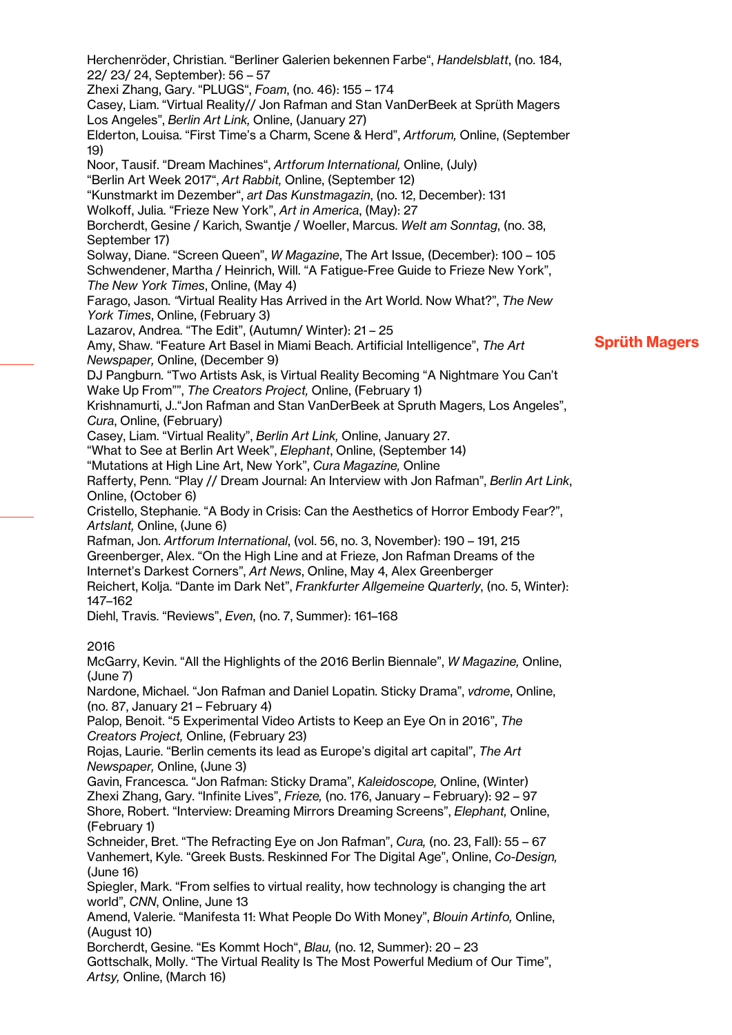Herchenröder, Christian. “Berliner Galerien bekennen Farbe“, *Handelsblatt*, (no. 184, 22/ 23/ 24, September): 56 – 57

Zhexi Zhang, Gary. “PLUGS“, *Foam*, (no. 46): 155 – 174

Casey, Liam. “Virtual Reality// Jon Rafman and Stan VanDerBeek at Sprüth Magers Los Angeles”, *Berlin Art Link,* Online, (January 27)

Elderton, Louisa. “First Time’s a Charm, Scene & Herd”, *Artforum,* Online, (September 19)

Noor, Tausif. “Dream Machines“, *Artforum International,* Online, (July)

“Berlin Art Week 2017“, *Art Rabbit,* Online, (September 12)

“Kunstmarkt im Dezember“, *art Das Kunstmagazin*, (no. 12, December): 131

Wolkoff, Julia. “Frieze New York”, *Art in America*, (May): 27

Borcherdt, Gesine / Karich, Swantje / Woeller, Marcus. *Welt am Sonntag*, (no. 38, September 17)

Solway, Diane. “Screen Queen”, *W Magazine*, The Art Issue, (December): 100 – 105

Schwendener, Martha / Heinrich, Will. “A Fatigue-Free Guide to Frieze New York”, *The New York Times*, Online, (May 4)

Farago, Jason. “Virtual Reality Has Arrived in the Art World. Now What?”, *The New York Times*, Online, (February 3)

Lazarov, Andrea. “The Edit”, (Autumn/ Winter): 21 – 25

Amy, Shaw. “Feature Art Basel in Miami Beach. Artificial Intelligence”, *The Art Newspaper,* Online, (December 9)

DJ Pangburn. “Two Artists Ask, is Virtual Reality Becoming “A Nightmare You Can’t Wake Up From””, *The Creators Project,* Online, (February 1)

Krishnamurti, J..“Jon Rafman and Stan VanDerBeek at Spruth Magers, Los Angeles”, *Cura*, Online, (February)

Casey, Liam. “Virtual Reality”, *Berlin Art Link,* Online, January 27.

“What to See at Berlin Art Week”, *Elephant*, Online, (September 14)

“Mutations at High Line Art, New York”, *Cura Magazine,* Online

Rafferty, Penn. “Play // Dream Journal: An Interview with Jon Rafman”, *Berlin Art Link*, Online, (October 6)

Cristello, Stephanie. “A Body in Crisis: Can the Aesthetics of Horror Embody Fear?”, *Artslant,* Online, (June 6)

Rafman, Jon. *Artforum International*, (vol. 56, no. 3, November): 190 – 191, 215

Greenberger, Alex. “On the High Line and at Frieze, Jon Rafman Dreams of the Internet’s Darkest Corners”, *Art News*, Online, May 4, Alex Greenberger

Reichert, Kolja. “Dante im Dark Net”, *Frankfurter Allgemeine Quarterly*, (no. 5, Winter): 147–162

Diehl, Travis. “Reviews”, *Even*, (no. 7, Summer): 161–168

2016

McGarry, Kevin. “All the Highlights of the 2016 Berlin Biennale”, *W Magazine,* Online, (June 7)

Nardone, Michael. “Jon Rafman and Daniel Lopatin. Sticky Drama”, *vdrome*, Online, (no. 87, January 21 – February 4)

Palop, Benoit. “5 Experimental Video Artists to Keep an Eye On in 2016”, *The Creators Project,* Online, (February 23)

Rojas, Laurie. “Berlin cements its lead as Europe’s digital art capital”, *The Art Newspaper,* Online, (June 3)

Gavin, Francesca. “Jon Rafman: Sticky Drama”, *Kaleidoscope,* Online, (Winter)

Zhexi Zhang, Gary. “Infinite Lives”, *Frieze,* (no. 176, January – February): 92 – 97

Shore, Robert. “Interview: Dreaming Mirrors Dreaming Screens”, *Elephant,* Online, (February 1)

Schneider, Bret. “The Refracting Eye on Jon Rafman”, *Cura,* (no. 23, Fall): 55 – 67

Vanhemert, Kyle. “Greek Busts. Reskinned For The Digital Age”, Online, *Co-Design,* (June 16)

Spiegler, Mark. “From selfies to virtual reality, how technology is changing the art world”, *CNN*, Online, June 13

Amend, Valerie. “Manifesta 11: What People Do With Money”, *Blouin Artinfo,* Online, (August 10)

Borcherdt, Gesine. “Es Kommt Hoch“, *Blau,* (no. 12, Summer): 20 – 23

Gottschalk, Molly. “The Virtual Reality Is The Most Powerful Medium of Our Time”, *Artsy,* Online, (March 16)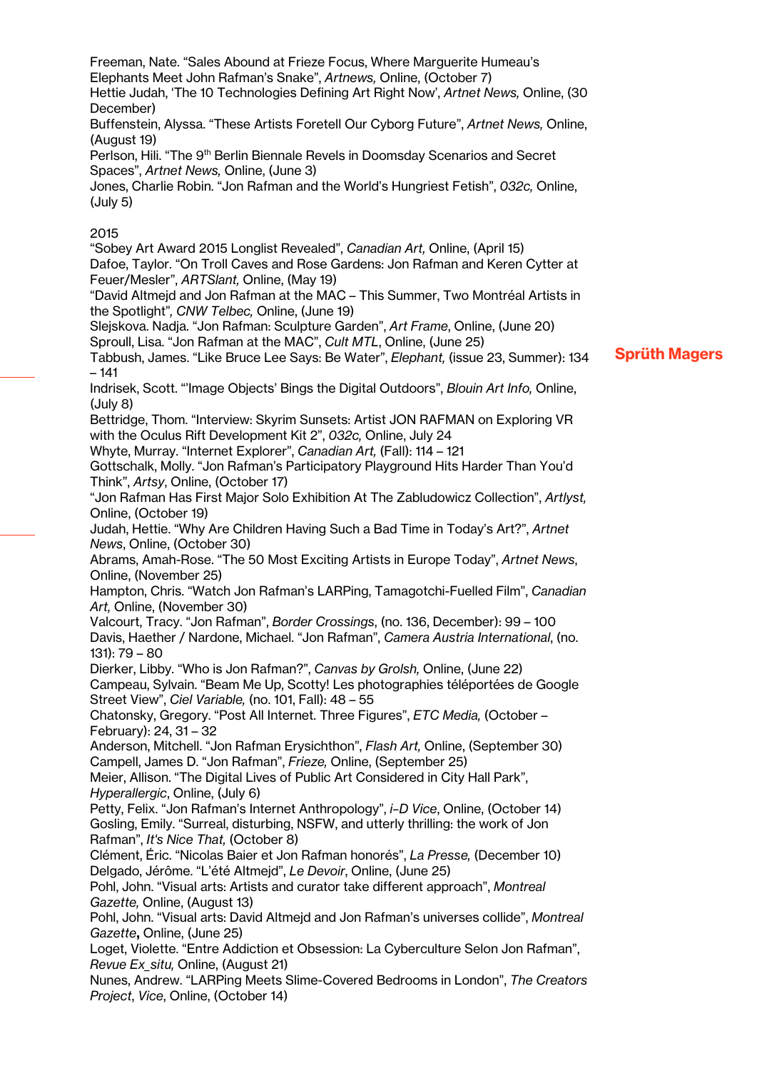Freeman, Nate. “Sales Abound at Frieze Focus, Where Marguerite Humeau’s Elephants Meet John Rafman’s Snake”, *Artnews,* Online, (October 7)
Hettie Judah, ‘The 10 Technologies Defining Art Right Now’, *Artnet News,* Online, (30 December)
Buffenstein, Alyssa. “These Artists Foretell Our Cyborg Future”, *Artnet News,* Online, (August 19)
Perlson, Hili. “The 9th Berlin Biennale Revels in Doomsday Scenarios and Secret Spaces”, *Artnet News,* Online, (June 3)
Jones, Charlie Robin. “Jon Rafman and the World’s Hungriest Fetish”, *032c,* Online, (July 5)

2015
“Sobey Art Award 2015 Longlist Revealed”, *Canadian Art,* Online, (April 15)
Dafoe, Taylor. “On Troll Caves and Rose Gardens: Jon Rafman and Keren Cytter at Feuer/Mesler”, *ARTSlant,* Online, (May 19)
“David Altmejd and Jon Rafman at the MAC – This Summer, Two Montréal Artists in the Spotlight”*, CNW Telbec,* Online, (June 19)
Slejskova. Nadja. “Jon Rafman: Sculpture Garden”, *Art Frame*, Online, (June 20)
Sproull, Lisa. “Jon Rafman at the MAC”, *Cult MTL*, Online, (June 25)
Tabbush, James. “Like Bruce Lee Says: Be Water”, *Elephant,* (issue 23, Summer): 134 – 141
Indrisek, Scott. “’Image Objects’ Bings the Digital Outdoors”, *Blouin Art Info,* Online, (July 8)
Bettridge, Thom. “Interview: Skyrim Sunsets: Artist JON RAFMAN on Exploring VR with the Oculus Rift Development Kit 2”, *032c,* Online, July 24
Whyte, Murray. “Internet Explorer”, *Canadian Art,* (Fall): 114 – 121
Gottschalk, Molly. “Jon Rafman’s Participatory Playground Hits Harder Than You’d Think”, *Artsy*, Online, (October 17)
“Jon Rafman Has First Major Solo Exhibition At The Zabludowicz Collection”, *Artlyst,* Online, (October 19)
Judah, Hettie. “Why Are Children Having Such a Bad Time in Today’s Art?”, *Artnet News*, Online, (October 30)
Abrams, Amah-Rose. “The 50 Most Exciting Artists in Europe Today”, *Artnet News*, Online, (November 25)
Hampton, Chris. “Watch Jon Rafman’s LARPing, Tamagotchi-Fuelled Film”, *Canadian Art,* Online, (November 30)
Valcourt, Tracy. “Jon Rafman”, *Border Crossings*, (no. 136, December): 99 – 100
Davis, Haether / Nardone, Michael. “Jon Rafman”, *Camera Austria International*, (no. 131): 79 – 80
Dierker, Libby. “Who is Jon Rafman?”, *Canvas by Grolsh,* Online, (June 22)
Campeau, Sylvain. “Beam Me Up, Scotty! Les photographies téléportées de Google Street View”, *Ciel Variable,* (no. 101, Fall): 48 – 55
Chatonsky, Gregory. “Post All Internet. Three Figures”, *ETC Media,* (October – February): 24, 31 – 32
Anderson, Mitchell. “Jon Rafman Erysichthon”, *Flash Art,* Online, (September 30)
Campell, James D. “Jon Rafman”, *Frieze,* Online, (September 25)
Meier, Allison. “The Digital Lives of Public Art Considered in City Hall Park”, *Hyperallergic*, Online, (July 6)
Petty, Felix. “Jon Rafman’s Internet Anthropology”, *i-D Vice*, Online, (October 14)
Gosling, Emily. “Surreal, disturbing, NSFW, and utterly thrilling: the work of Jon Rafman”, *It's Nice That,* (October 8)
Clément, Éric. “Nicolas Baier et Jon Rafman honorés”, *La Presse,* (December 10)
Delgado, Jérôme. “L’été Altmejd”, *Le Devoir*, Online, (June 25)
Pohl, John. “Visual arts: Artists and curator take different approach”, *Montreal Gazette,* Online, (August 13)
Pohl, John. “Visual arts: David Altmejd and Jon Rafman’s universes collide”, *Montreal Gazette***,** Online, (June 25)
Loget, Violette. “Entre Addiction et Obsession: La Cyberculture Selon Jon Rafman”, *Revue Ex_situ,* Online, (August 21)
Nunes, Andrew. “LARPing Meets Slime-Covered Bedrooms in London”, *The Creators Project*, *Vice*, Online, (October 14)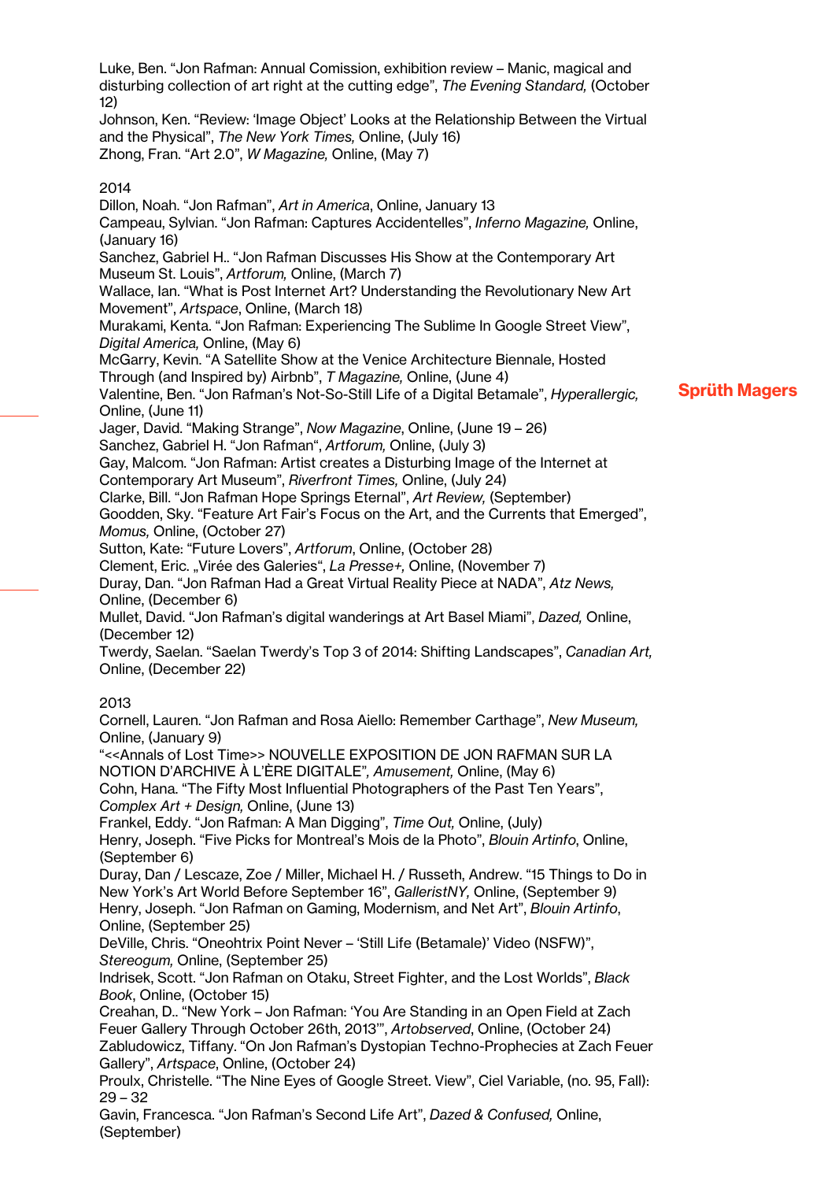Luke, Ben. “Jon Rafman: Annual Comission, exhibition review – Manic, magical and disturbing collection of art right at the cutting edge”, *The Evening Standard,* (October 12)
Johnson, Ken. “Review: ‘Image Object’ Looks at the Relationship Between the Virtual and the Physical”, *The New York Times,* Online, (July 16)
Zhong, Fran. “Art 2.0”, *W Magazine,* Online, (May 7)

2014
Dillon, Noah. “Jon Rafman”, *Art in America*, Online, January 13
Campeau, Sylvian. “Jon Rafman: Captures Accidentelles”, *Inferno Magazine,* Online, (January 16)
Sanchez, Gabriel H.. “Jon Rafman Discusses His Show at the Contemporary Art Museum St. Louis”, *Artforum,* Online, (March 7)
Wallace, Ian. “What is Post Internet Art? Understanding the Revolutionary New Art Movement”, *Artspace*, Online, (March 18)
Murakami, Kenta. “Jon Rafman: Experiencing The Sublime In Google Street View”, *Digital America,* Online, (May 6)
McGarry, Kevin. “A Satellite Show at the Venice Architecture Biennale, Hosted Through (and Inspired by) Airbnb”, *T Magazine,* Online, (June 4)
Valentine, Ben. “Jon Rafman’s Not-So-Still Life of a Digital Betamale”, *Hyperallergic,* Online, (June 11)
Jager, David. “Making Strange”, *Now Magazine*, Online, (June 19 – 26)
Sanchez, Gabriel H. “Jon Rafman“, *Artforum,* Online, (July 3)
Gay, Malcom. “Jon Rafman: Artist creates a Disturbing Image of the Internet at Contemporary Art Museum”, *Riverfront Times,* Online, (July 24)
Clarke, Bill. “Jon Rafman Hope Springs Eternal”, *Art Review,* (September)
Goodden, Sky. “Feature Art Fair’s Focus on the Art, and the Currents that Emerged”, *Momus,* Online, (October 27)
Sutton, Kate: “Future Lovers”, *Artforum*, Online, (October 28)
Clement, Eric. „Virée des Galeries“, *La Presse+,* Online, (November 7)
Duray, Dan. “Jon Rafman Had a Great Virtual Reality Piece at NADA”, *Atz News,* Online, (December 6)
Mullet, David. “Jon Rafman’s digital wanderings at Art Basel Miami”, *Dazed,* Online, (December 12)
Twerdy, Saelan. “Saelan Twerdy’s Top 3 of 2014: Shifting Landscapes”, *Canadian Art,* Online, (December 22)

2013
Cornell, Lauren. “Jon Rafman and Rosa Aiello: Remember Carthage”, *New Museum,* Online, (January 9)
“<<Annals of Lost Time>> NOUVELLE EXPOSITION DE JON RAFMAN SUR LA NOTION D’ARCHIVE À L’ÈRE DIGITALE”, *Amusement,* Online, (May 6)
Cohn, Hana. “The Fifty Most Influential Photographers of the Past Ten Years”, *Complex Art + Design,* Online, (June 13)
Frankel, Eddy. “Jon Rafman: A Man Digging”, *Time Out,* Online, (July)
Henry, Joseph. “Five Picks for Montreal’s Mois de la Photo”, *Blouin Artinfo*, Online, (September 6)
Duray, Dan / Lescaze, Zoe / Miller, Michael H. / Russeth, Andrew. “15 Things to Do in New York’s Art World Before September 16”, *GalleristNY,* Online, (September 9)
Henry, Joseph. “Jon Rafman on Gaming, Modernism, and Net Art”, *Blouin Artinfo*, Online, (September 25)
DeVille, Chris. “Oneohtrix Point Never – ‘Still Life (Betamale)’ Video (NSFW)”, *Stereogum,* Online, (September 25)
Indrisek, Scott. “Jon Rafman on Otaku, Street Fighter, and the Lost Worlds”, *Black Book*, Online, (October 15)
Creahan, D.. “New York – Jon Rafman: ‘You Are Standing in an Open Field at Zach Feuer Gallery Through October 26th, 2013’”, *Artobserved*, Online, (October 24)
Zabludowicz, Tiffany. “On Jon Rafman’s Dystopian Techno-Prophecies at Zach Feuer Gallery”, *Artspace*, Online, (October 24)
Proulx, Christelle. “The Nine Eyes of Google Street. View”, Ciel Variable, (no. 95, Fall): 29 – 32
Gavin, Francesca. “Jon Rafman’s Second Life Art”, *Dazed & Confused,* Online, (September)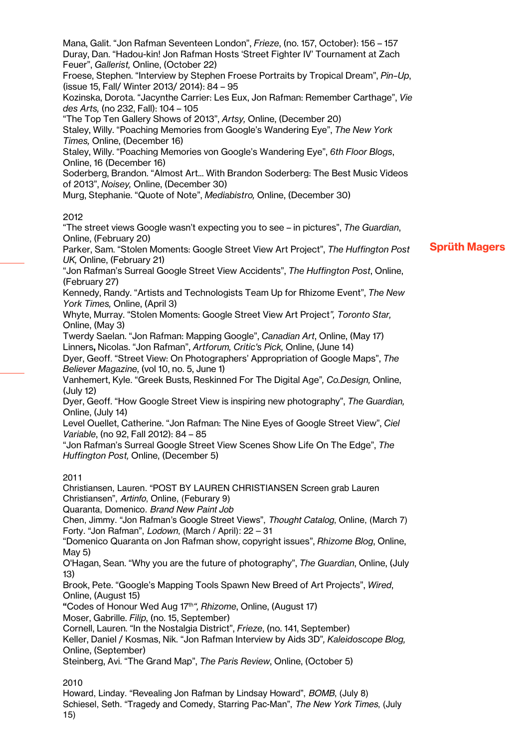Mana, Galit. "Jon Rafman Seventeen London", *Frieze*, (no. 157, October): 156 – 157
Duray, Dan. "Hadou-kin! Jon Rafman Hosts 'Street Fighter IV' Tournament at Zach Feuer", *Gallerist,* Online, (October 22)
Froese, Stephen. "Interview by Stephen Froese Portraits by Tropical Dream", *Pin-Up*, (issue 15, Fall/ Winter 2013/ 2014): 84 – 95
Kozinska, Dorota. "Jacynthe Carrier: Les Eux, Jon Rafman: Remember Carthage", *Vie des Arts,* (no 232, Fall): 104 – 105
"The Top Ten Gallery Shows of 2013", *Artsy,* Online, (December 20)
Staley, Willy. "Poaching Memories from Google's Wandering Eye", *The New York Times,* Online, (December 16)
Staley, Willy. "Poaching Memories von Google's Wandering Eye", *6th Floor Blogs*, Online, 16 (December 16)
Soderberg, Brandon. "Almost Art… With Brandon Soderberg: The Best Music Videos of 2013", *Noisey,* Online, (December 30)
Murg, Stephanie. "Quote of Note", *Mediabistro,* Online, (December 30)

2012
"The street views Google wasn't expecting you to see – in pictures", *The Guardian*, Online, (February 20)
Parker, Sam. "Stolen Moments: Google Street View Art Project", *The Huffington Post UK,* Online, (February 21)
"Jon Rafman's Surreal Google Street View Accidents", *The Huffington Post*, Online, (February 27)
Kennedy, Randy. "Artists and Technologists Team Up for Rhizome Event", *The New York Times,* Online, (April 3)
Whyte, Murray. "Stolen Moments: Google Street View Art Project*", Toronto Star,* Online, (May 3)
Twerdy Saelan. "Jon Rafman: Mapping Google", *Canadian Art*, Online, (May 17)
Linners**,** Nicolas. "Jon Rafman", *Artforum, Critic's Pick,* Online, (June 14)
Dyer, Geoff. "Street View: On Photographers' Appropriation of Google Maps", *The Believer Magazine*, (vol 10, no. 5, June 1)
Vanhemert, Kyle. "Greek Busts, Reskinned For The Digital Age"*, Co.Design,* Online, (July 12)
Dyer, Geoff. "How Google Street View is inspiring new photography", *The Guardian,* Online, (July 14)
Level Ouellet, Catherine. "Jon Rafman: The Nine Eyes of Google Street View", *Ciel Variable*, (no 92, Fall 2012): 84 – 85
"Jon Rafman's Surreal Google Street View Scenes Show Life On The Edge", *The Huffington Post,* Online, (December 5)

2011
Christiansen, Lauren. "POST BY LAUREN CHRISTIANSEN Screen grab Lauren Christiansen", *Artinfo*, Online, (Februray 9)
Quaranta, Domenico. *Brand New Paint Job*
Chen, Jimmy. "Jon Rafman's Google Street Views", *Thought Catalog*, Online, (March 7)
Forty. "Jon Rafman", *Lodown*, (March / April): 22 – 31
"Domenico Quaranta on Jon Rafman show, copyright issues", *Rhizome Blog*, Online, May 5)
O'Hagan, Sean. "Why you are the future of photography", *The Guardian*, Online, (July 13)
Brook, Pete. "Google's Mapping Tools Spawn New Breed of Art Projects", *Wired*, Online, (August 15)
**"**Codes of Honour Wed Aug 17th*", Rhizome*, Online, (August 17)
Moser, Gabrille. *Filip*, (no. 15, September)
Cornell, Lauren. "In the Nostalgia District", *Frieze*, (no. 141, September)
Keller, Daniel / Kosmas, Nik. "Jon Rafman Interview by Aids 3D"*, Kaleidoscope Blog,* Online, (September)
Steinberg, Avi. "The Grand Map", *The Paris Review*, Online, (October 5)

2010
Howard, Linday. "Revealing Jon Rafman by Lindsay Howard", *BOMB*, (July 8)
Schiesel, Seth. "Tragedy and Comedy, Starring Pac-Man", *The New York Times*, (July 15)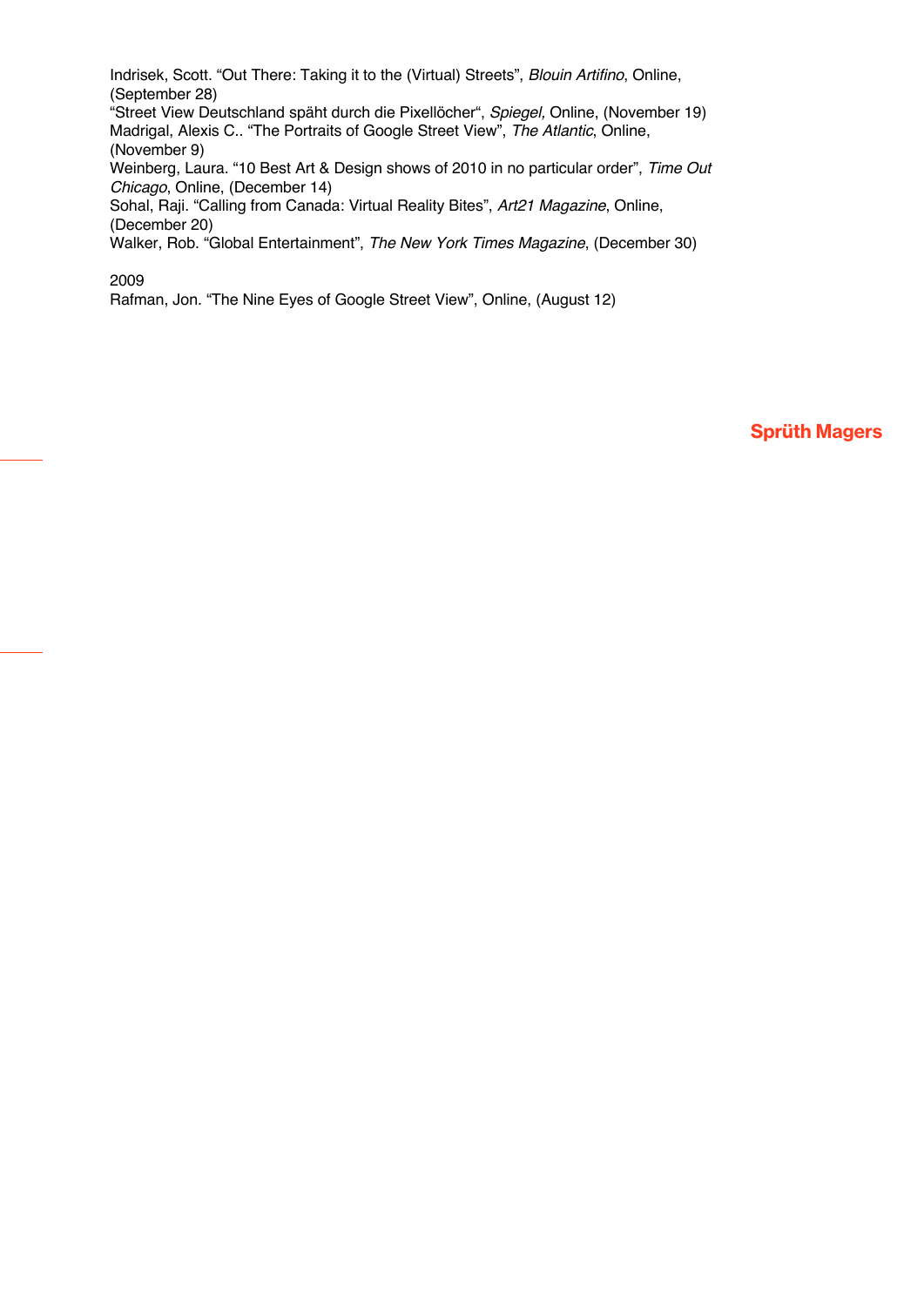Indrisek, Scott. “Out There: Taking it to the (Virtual) Streets”, *Blouin Artifino*, Online, (September 28)
“Street View Deutschland späht durch die Pixellöcher“, *Spiegel,* Online, (November 19)
Madrigal, Alexis C.. “The Portraits of Google Street View”, *The Atlantic*, Online, (November 9)
Weinberg, Laura. “10 Best Art & Design shows of 2010 in no particular order”, *Time Out Chicago*, Online, (December 14)
Sohal, Raji. “Calling from Canada: Virtual Reality Bites”, *Art21 Magazine*, Online, (December 20)
Walker, Rob. “Global Entertainment”, *The New York Times Magazine*, (December 30)

2009
Rafman, Jon. “The Nine Eyes of Google Street View”, Online, (August 12)